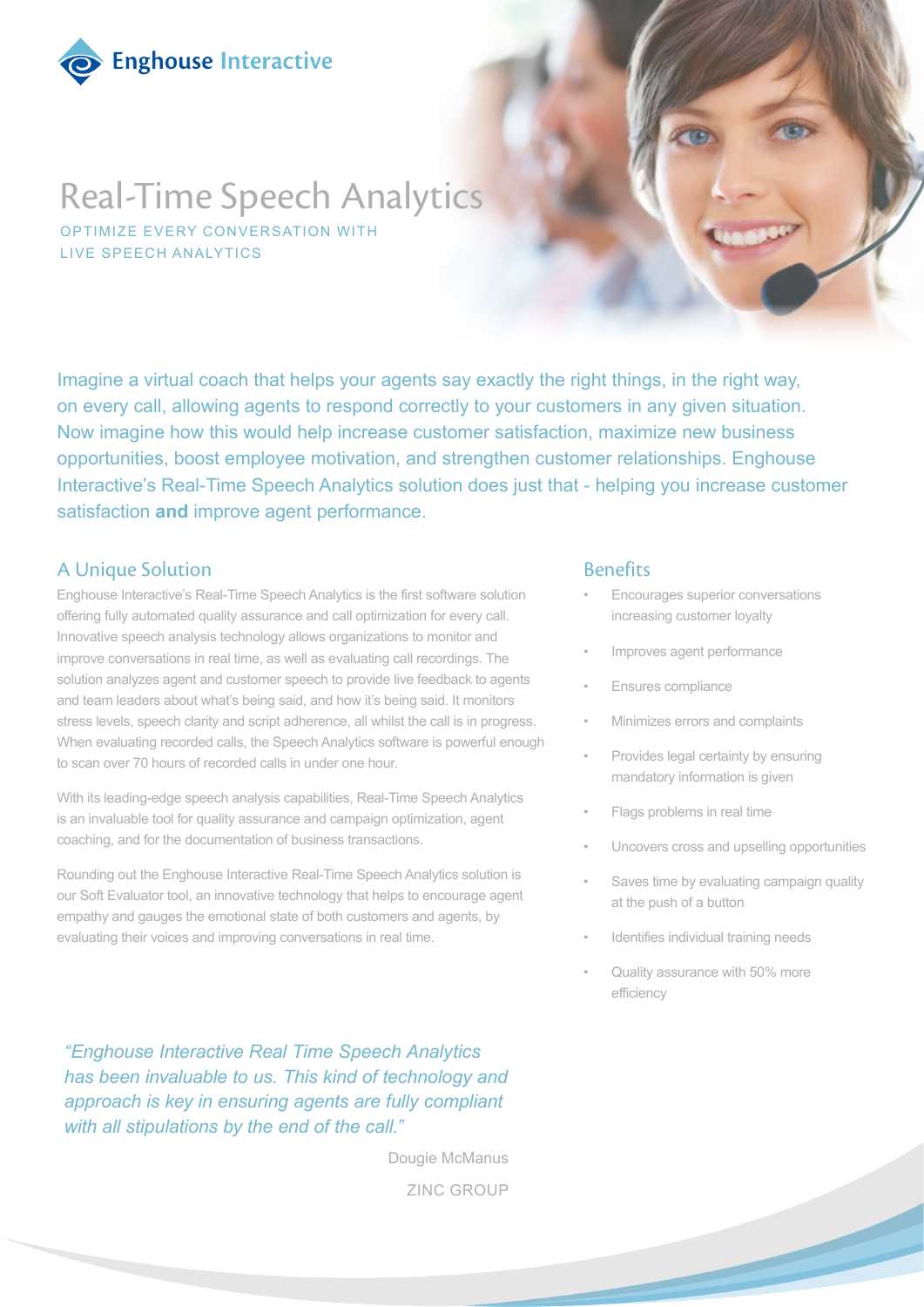Enghouse Interactive

# Real-Time Speech Analytics

OPTIMIZE EVERY CONVERSATION WITH LIVE SPEECH ANALYTICS

Imagine a virtual coach that helps your agents say exactly the right things, in the right way, on every call, allowing agents to respond correctly to your customers in any given situation. Now imagine how this would help increase customer satisfaction, maximize new business opportunities, boost employee motivation, and strengthen customer relationships. Enghouse Interactive's Real-Time Speech Analytics solution does just that - helping you increase customer satisfaction **and** improve agent performance.

## A Unique Solution

Enghouse Interactive's Real-Time Speech Analytics is the first software solution offering fully automated quality assurance and call optimization for every call. Innovative speech analysis technology allows organizations to monitor and improve conversations in real time, as well as evaluating call recordings. The solution analyzes agent and customer speech to provide live feedback to agents and team leaders about what's being said, and how it's being said. It monitors stress levels, speech clarity and script adherence, all whilst the call is in progress. When evaluating recorded calls, the Speech Analytics software is powerful enough to scan over 70 hours of recorded calls in under one hour.

With its leading-edge speech analysis capabilities, Real-Time Speech Analytics is an invaluable tool for quality assurance and campaign optimization, agent coaching, and for the documentation of business transactions.

Rounding out the Enghouse Interactive Real-Time Speech Analytics solution is our Soft Evaluator tool, an innovative technology that helps to encourage agent empathy and gauges the emotional state of both customers and agents, by evaluating their voices and improving conversations in real time.

## Benefits

- Encourages superior conversations increasing customer loyalty
- Improves agent performance
- Ensures compliance
- Minimizes errors and complaints
- Provides legal certainty by ensuring mandatory information is given
- Flags problems in real time
- Uncovers cross and upselling opportunities
- Saves time by evaluating campaign quality at the push of a button
- Identifies individual training needs
- Quality assurance with 50% more efficiency

*"Enghouse Interactive Real Time Speech Analytics has been invaluable to us. This kind of technology and approach is key in ensuring agents are fully compliant with all stipulations by the end of the call."*

Dougie McManus

ZINC GROUP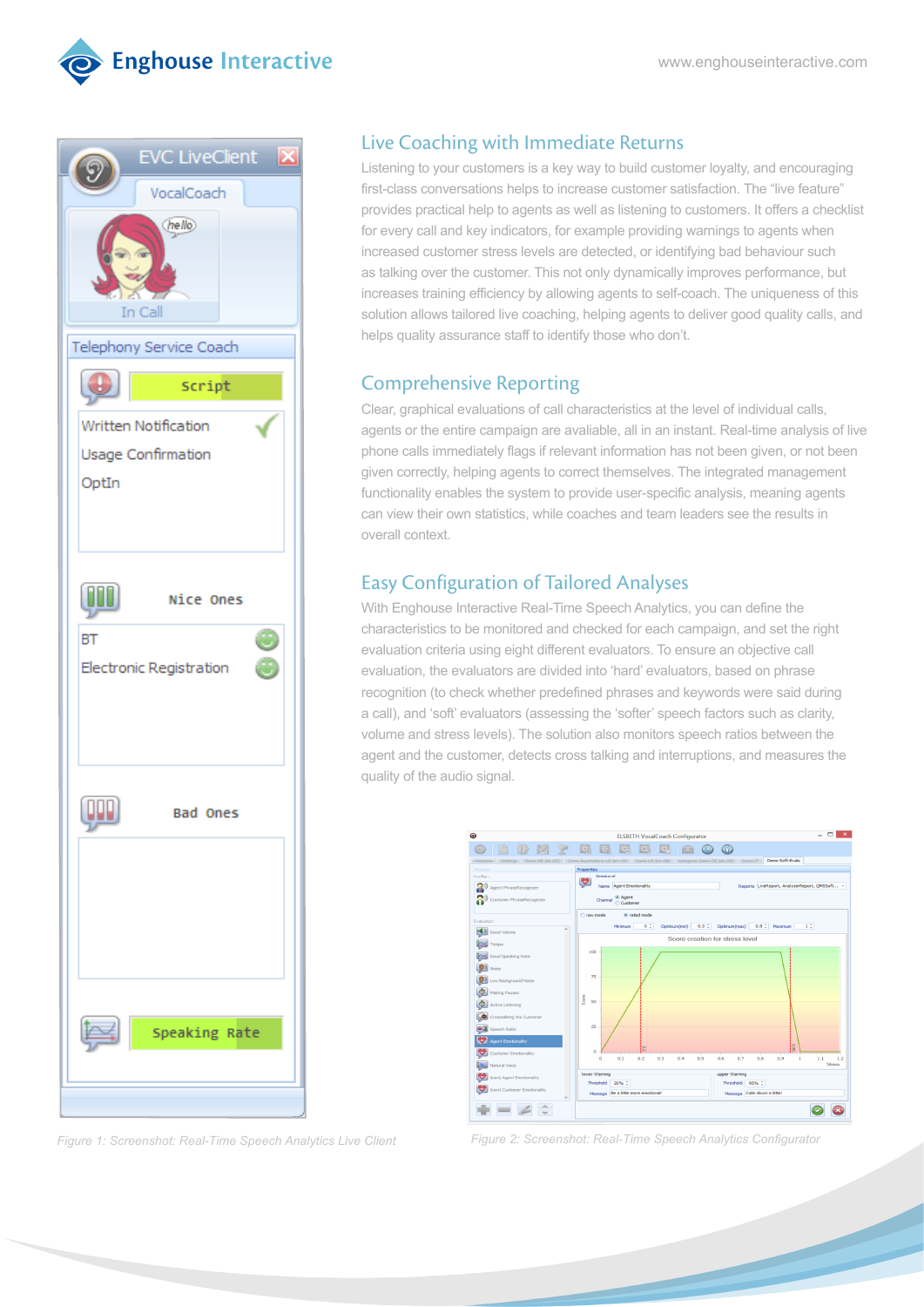## Live Coaching with Immediate Returns

Listening to your customers is a key way to build customer loyalty, and encouraging first-class conversations helps to increase customer satisfaction. The "live feature" provides practical help to agents as well as listening to customers. It offers a checklist for every call and key indicators, for example providing warnings to agents when increased customer stress levels are detected, or identifying bad behaviour such as talking over the customer. This not only dynamically improves performance, but increases training efficiency by allowing agents to self-coach. The uniqueness of this solution allows tailored live coaching, helping agents to deliver good quality calls, and helps quality assurance staff to identify those who don't.

## Comprehensive Reporting

Clear, graphical evaluations of call characteristics at the level of individual calls, agents or the entire campaign are avaliable, all in an instant. Real-time analysis of live phone calls immediately flags if relevant information has not been given, or not been given correctly, helping agents to correct themselves. The integrated management functionality enables the system to provide user-specific analysis, meaning agents can view their own statistics, while coaches and team leaders see the results in overall context.

## Easy Configuration of Tailored Analyses

With Enghouse Interactive Real-Time Speech Analytics, you can define the characteristics to be monitored and checked for each campaign, and set the right evaluation criteria using eight different evaluators. To ensure an objective call evaluation, the evaluators are divided into 'hard' evaluators, based on phrase recognition (to check whether predefined phrases and keywords were said during a call), and 'soft' evaluators (assessing the 'softer' speech factors such as clarity, volume and stress levels). The solution also monitors speech ratios between the agent and the customer, detects cross talking and interruptions, and measures the quality of the audio signal.

*Figure 1: Screenshot: Real-Time Speech Analytics Live Client*

*Figure 2: Screenshot: Real-Time Speech Analytics Configurator*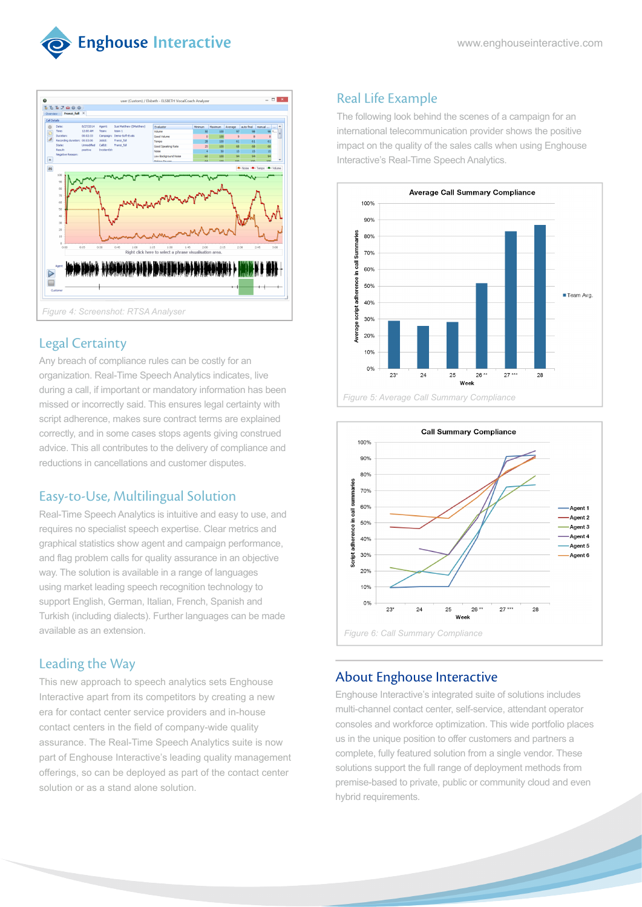Figure 4: Screenshot: RTSA Analyser

## Legal Certainty

Any breach of compliance rules can be costly for an organization. Real-Time Speech Analytics indicates, live during a call, if important or mandatory information has been missed or incorrectly said. This ensures legal certainty with script adherence, makes sure contract terms are explained correctly, and in some cases stops agents giving construed advice. This all contributes to the delivery of compliance and reductions in cancellations and customer disputes.

## Easy-to-Use, Multilingual Solution

Real-Time Speech Analytics is intuitive and easy to use, and requires no specialist speech expertise. Clear metrics and graphical statistics show agent and campaign performance, and flag problem calls for quality assurance in an objective way. The solution is available in a range of languages using market leading speech recognition technology to support English, German, Italian, French, Spanish and Turkish (including dialects). Further languages can be made available as an extension.

## Leading the Way

This new approach to speech analytics sets Enghouse Interactive apart from its competitors by creating a new era for contact center service providers and in-house contact centers in the field of company-wide quality assurance. The Real-Time Speech Analytics suite is now part of Enghouse Interactive's leading quality management offerings, so can be deployed as part of the contact center solution or as a stand alone solution.

## Real Life Example

The following look behind the scenes of a campaign for an international telecommunication provider shows the positive impact on the quality of the sales calls when using Enghouse Interactive's Real-Time Speech Analytics.

Average Call Summary Compliance

Average script adherence in call Summaries

100%
90%
80%
70%
60%
50%
40%
30%
20%
10%
0%

23*
24
25
26 **
27 ***
28

Week

Team Avg.

Figure 5: Average Call Summary Compliance

Call Summary Compliance

Script adherence in call summaries

100%
90%
80%
70%
60%
50%
40%
30%
20%
10%
0%

23*
24
25
26 **
27 ***
28

Week

Agent 1
Agent 2
Agent 3
Agent 4
Agent 5
Agent 6

Figure 6: Call Summary Compliance

## About Enghouse Interactive

Enghouse Interactive's integrated suite of solutions includes multi-channel contact center, self-service, attendant operator consoles and workforce optimization. This wide portfolio places us in the unique position to offer customers and partners a complete, fully featured solution from a single vendor. These solutions support the full range of deployment methods from premise-based to private, public or community cloud and even hybrid requirements.